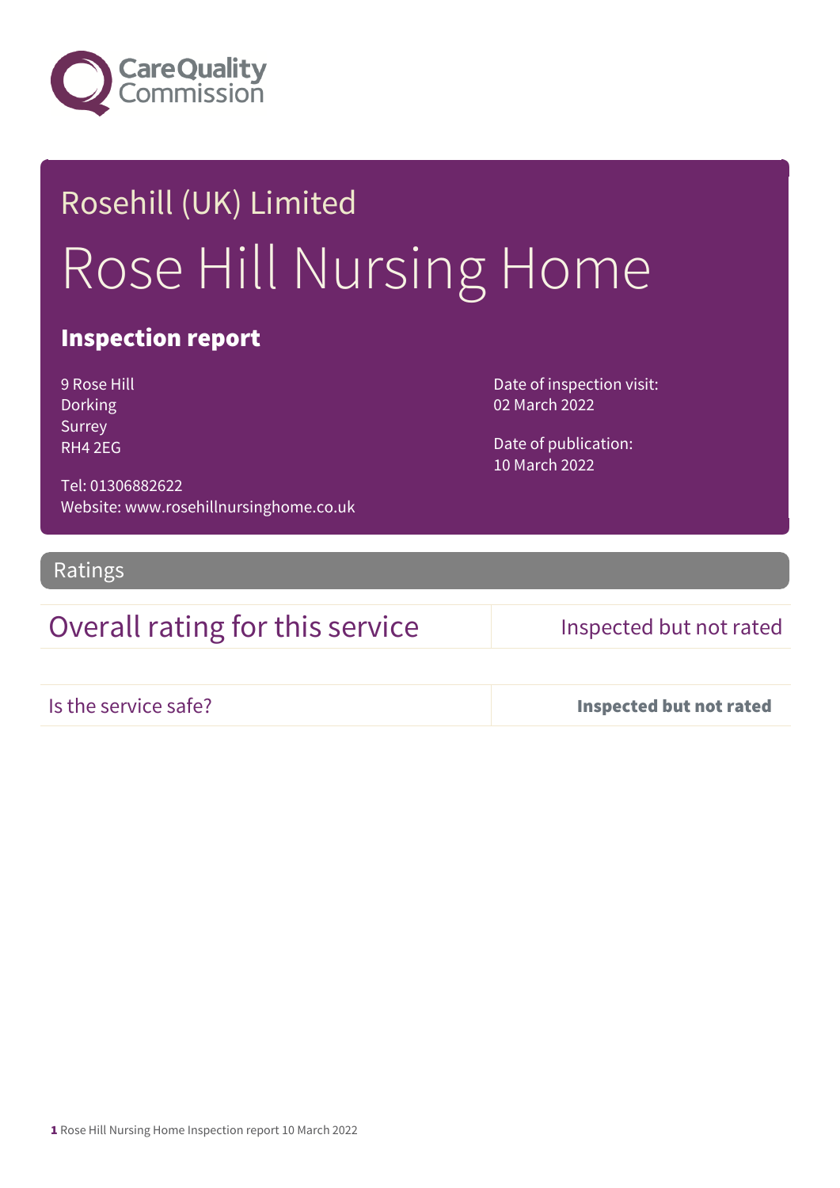# Rosehill (UK) Limited

# Rose Hill Nursing Home

## Inspection report

9 Rose Hill
Dorking
Surrey
RH4 2EG

Tel: 01306882622
Website: www.rosehillnursinghome.co.uk

Date of inspection visit:
02 March 2022

Date of publication:
10 March 2022

## Ratings

| Overall rating for this service | Inspected but not rated |
|---|---|
| Is the service safe? | **Inspected but not rated** |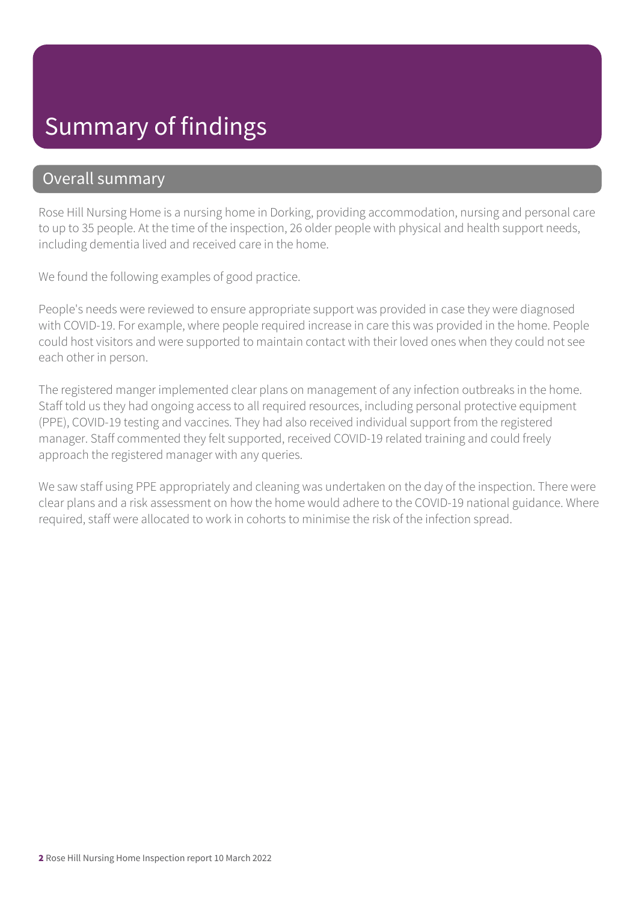# Summary of findings

## Overall summary

Rose Hill Nursing Home is a nursing home in Dorking, providing accommodation, nursing and personal care to up to 35 people. At the time of the inspection, 26 older people with physical and health support needs, including dementia lived and received care in the home.

We found the following examples of good practice.

People's needs were reviewed to ensure appropriate support was provided in case they were diagnosed with COVID-19. For example, where people required increase in care this was provided in the home. People could host visitors and were supported to maintain contact with their loved ones when they could not see each other in person.

The registered manger implemented clear plans on management of any infection outbreaks in the home. Staff told us they had ongoing access to all required resources, including personal protective equipment (PPE), COVID-19 testing and vaccines. They had also received individual support from the registered manager. Staff commented they felt supported, received COVID-19 related training and could freely approach the registered manager with any queries.

We saw staff using PPE appropriately and cleaning was undertaken on the day of the inspection. There were clear plans and a risk assessment on how the home would adhere to the COVID-19 national guidance. Where required, staff were allocated to work in cohorts to minimise the risk of the infection spread.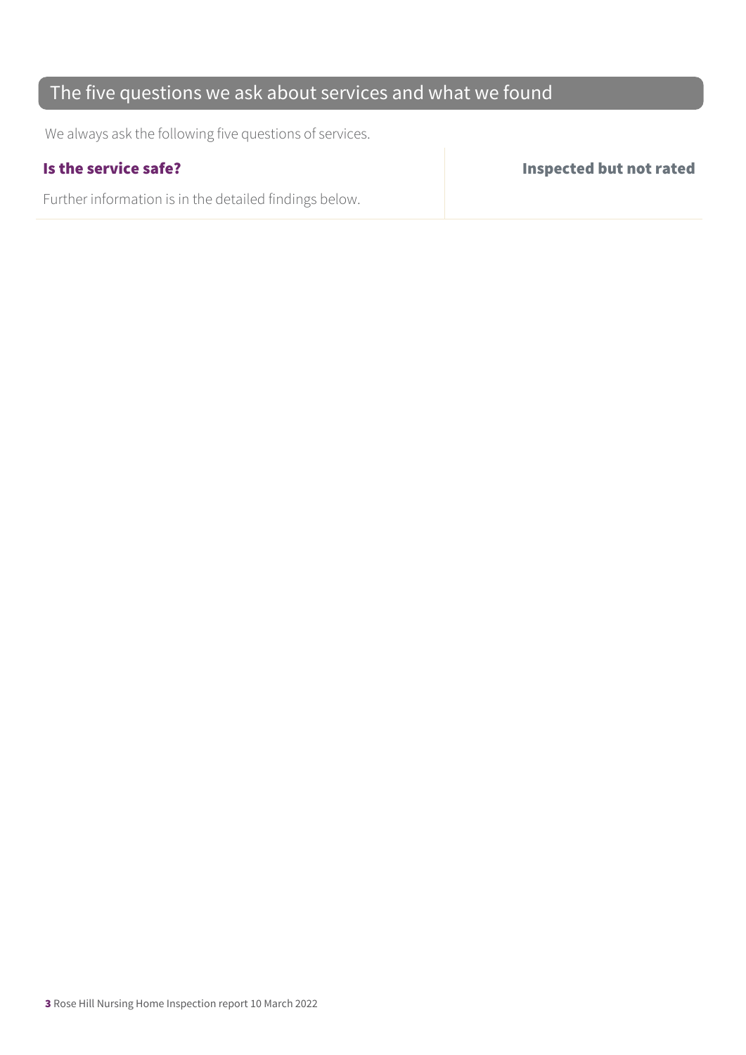## The five questions we ask about services and what we found

We always ask the following five questions of services.

| **Is the service safe?** | **Inspected but not rated** |
| --- | --- |
| Further information is in the detailed findings below. | |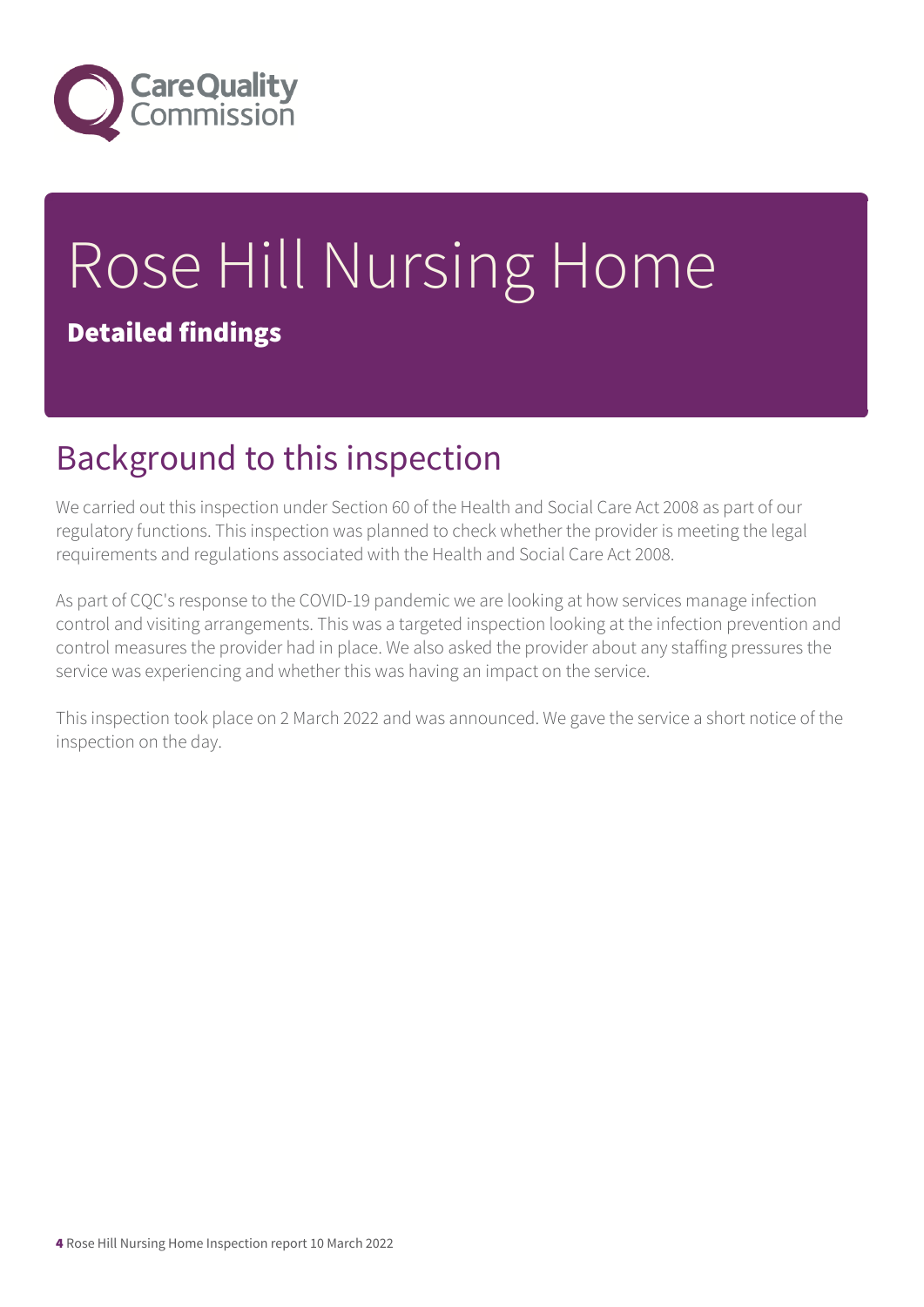# Rose Hill Nursing Home

**Detailed findings**

## Background to this inspection

We carried out this inspection under Section 60 of the Health and Social Care Act 2008 as part of our regulatory functions. This inspection was planned to check whether the provider is meeting the legal requirements and regulations associated with the Health and Social Care Act 2008.

As part of CQC's response to the COVID-19 pandemic we are looking at how services manage infection control and visiting arrangements. This was a targeted inspection looking at the infection prevention and control measures the provider had in place. We also asked the provider about any staffing pressures the service was experiencing and whether this was having an impact on the service.

This inspection took place on 2 March 2022 and was announced. We gave the service a short notice of the inspection on the day.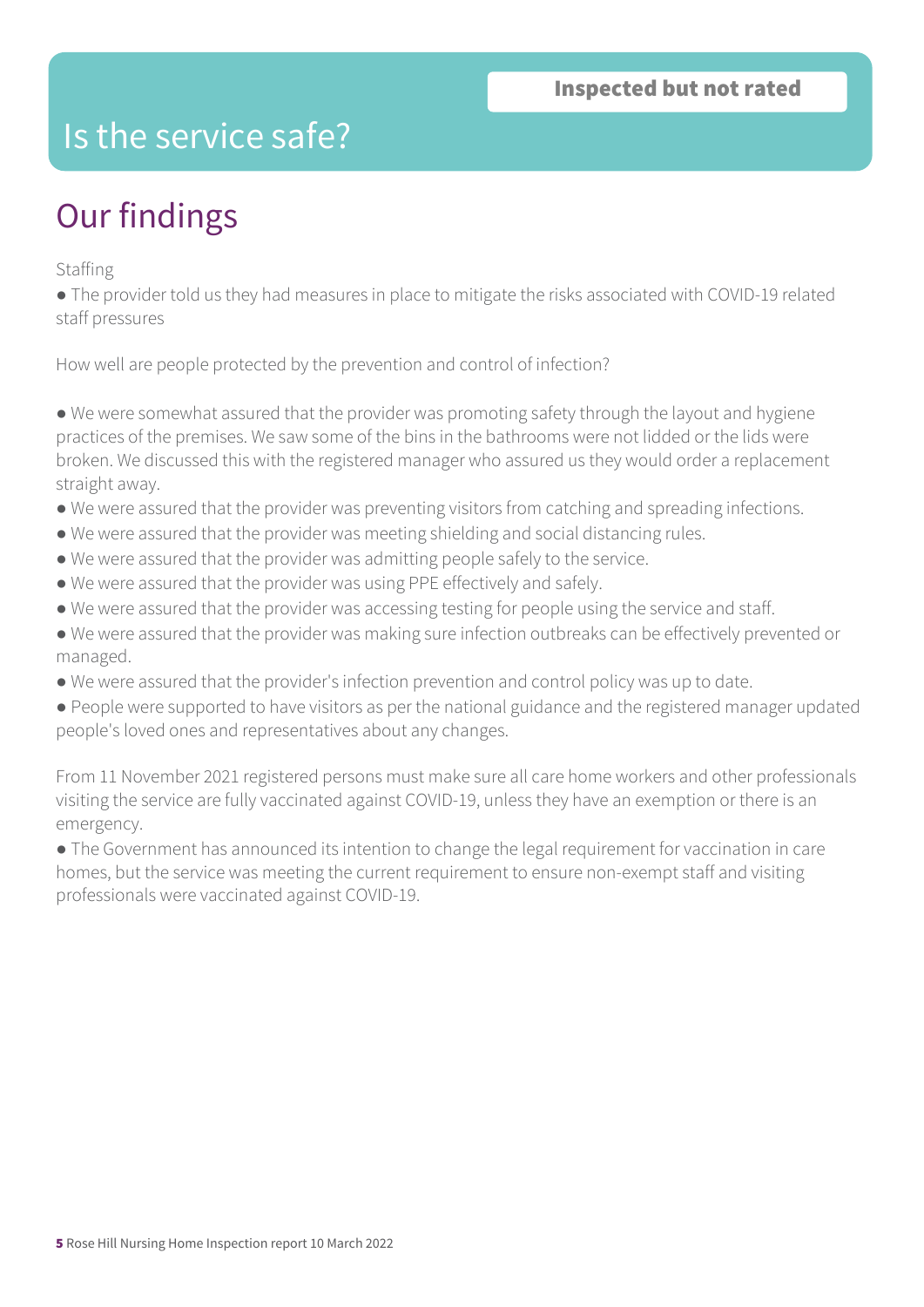# Is the service safe?

**Inspected but not rated**

## Our findings

Staffing

- The provider told us they had measures in place to mitigate the risks associated with COVID-19 related staff pressures

How well are people protected by the prevention and control of infection?

- We were somewhat assured that the provider was promoting safety through the layout and hygiene practices of the premises. We saw some of the bins in the bathrooms were not lidded or the lids were broken. We discussed this with the registered manager who assured us they would order a replacement straight away.
- We were assured that the provider was preventing visitors from catching and spreading infections.
- We were assured that the provider was meeting shielding and social distancing rules.
- We were assured that the provider was admitting people safely to the service.
- We were assured that the provider was using PPE effectively and safely.
- We were assured that the provider was accessing testing for people using the service and staff.
- We were assured that the provider was making sure infection outbreaks can be effectively prevented or managed.
- We were assured that the provider's infection prevention and control policy was up to date.
- People were supported to have visitors as per the national guidance and the registered manager updated people's loved ones and representatives about any changes.

From 11 November 2021 registered persons must make sure all care home workers and other professionals visiting the service are fully vaccinated against COVID-19, unless they have an exemption or there is an emergency.

- The Government has announced its intention to change the legal requirement for vaccination in care homes, but the service was meeting the current requirement to ensure non-exempt staff and visiting professionals were vaccinated against COVID-19.